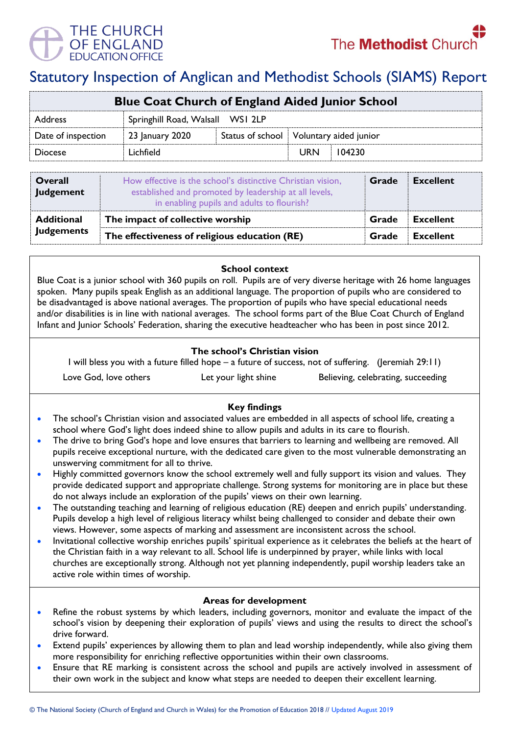# Statutory Inspection of Anglican and Methodist Schools (SIAMS) Report

| Blue Coat Church of England Aided Junior School | | | | |
|---|---|---|---|---|
| Address | Springhill Road, Walsall WS1 2LP | | | |
| Date of inspection | 23 January 2020 | Status of school | Voluntary aided junior | |
| Diocese | Lichfield | | URN | 104230 |

| | | | |
|---|---|---|---|
| **Overall Judgement** | How effective is the school's distinctive Christian vision, established and promoted by leadership at all levels, in enabling pupils and adults to flourish? | **Grade** | **Excellent** |
| **Additional Judgements** | **The impact of collective worship** | **Grade** | **Excellent** |
| | **The effectiveness of religious education (RE)** | **Grade** | **Excellent** |

### School context

Blue Coat is a junior school with 360 pupils on roll. Pupils are of very diverse heritage with 26 home languages spoken. Many pupils speak English as an additional language. The proportion of pupils who are considered to be disadvantaged is above national averages. The proportion of pupils who have special educational needs and/or disabilities is in line with national averages. The school forms part of the Blue Coat Church of England Infant and Junior Schools' Federation, sharing the executive headteacher who has been in post since 2012.

### The school's Christian vision

I will bless you with a future filled hope – a future of success, not of suffering. (Jeremiah 29:11)

Love God, love others    Let your light shine    Believing, celebrating, succeeding

### Key findings

- The school's Christian vision and associated values are embedded in all aspects of school life, creating a school where God's light does indeed shine to allow pupils and adults in its care to flourish.
- The drive to bring God's hope and love ensures that barriers to learning and wellbeing are removed. All pupils receive exceptional nurture, with the dedicated care given to the most vulnerable demonstrating an unswerving commitment for all to thrive.
- Highly committed governors know the school extremely well and fully support its vision and values. They provide dedicated support and appropriate challenge. Strong systems for monitoring are in place but these do not always include an exploration of the pupils' views on their own learning.
- The outstanding teaching and learning of religious education (RE) deepen and enrich pupils' understanding. Pupils develop a high level of religious literacy whilst being challenged to consider and debate their own views. However, some aspects of marking and assessment are inconsistent across the school.
- Invitational collective worship enriches pupils' spiritual experience as it celebrates the beliefs at the heart of the Christian faith in a way relevant to all. School life is underpinned by prayer, while links with local churches are exceptionally strong. Although not yet planning independently, pupil worship leaders take an active role within times of worship.

### Areas for development

- Refine the robust systems by which leaders, including governors, monitor and evaluate the impact of the school's vision by deepening their exploration of pupils' views and using the results to direct the school's drive forward.
- Extend pupils' experiences by allowing them to plan and lead worship independently, while also giving them more responsibility for enriching reflective opportunities within their own classrooms.
- Ensure that RE marking is consistent across the school and pupils are actively involved in assessment of their own work in the subject and know what steps are needed to deepen their excellent learning.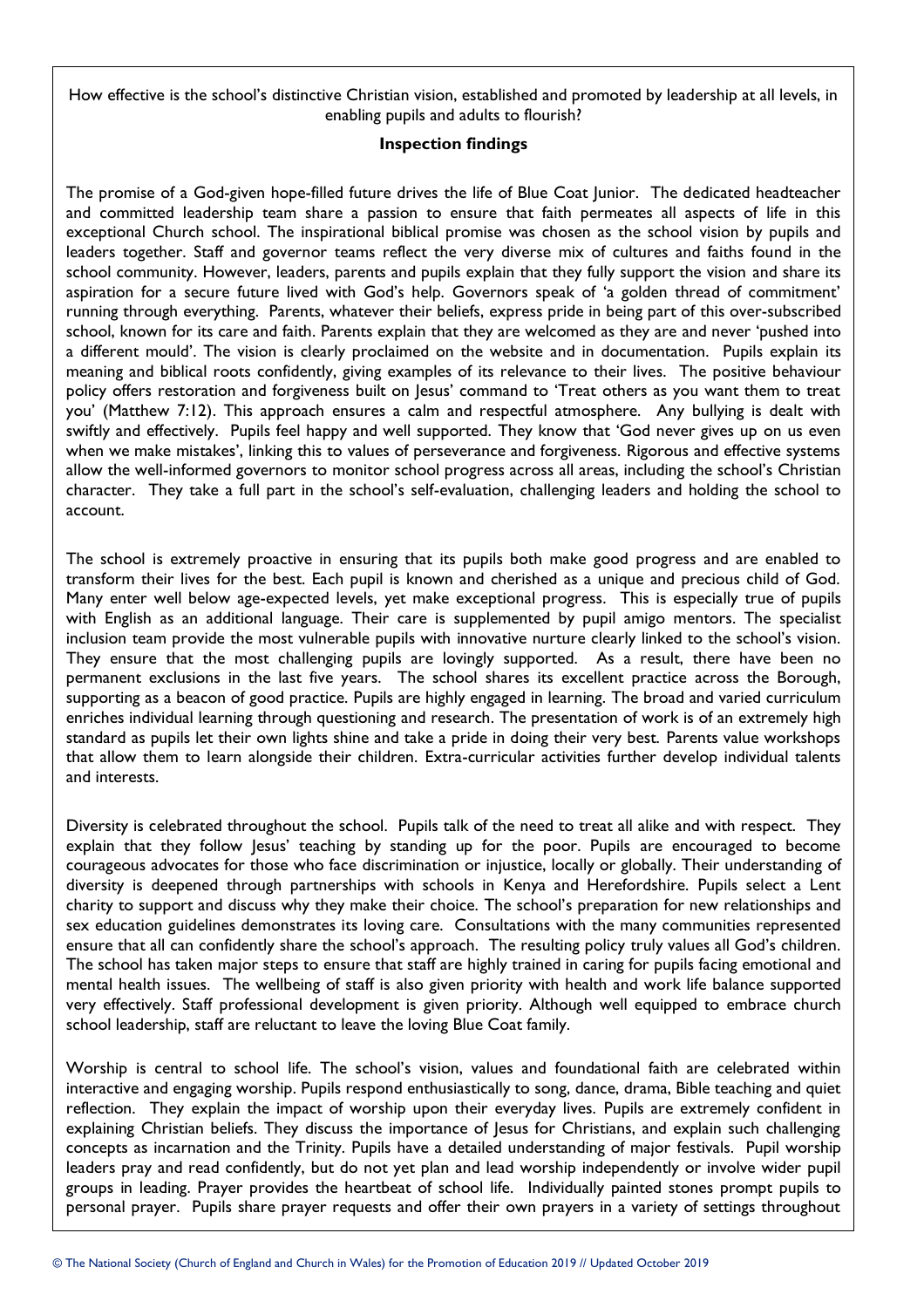How effective is the school's distinctive Christian vision, established and promoted by leadership at all levels, in enabling pupils and adults to flourish?

**Inspection findings**

The promise of a God-given hope-filled future drives the life of Blue Coat Junior. The dedicated headteacher and committed leadership team share a passion to ensure that faith permeates all aspects of life in this exceptional Church school. The inspirational biblical promise was chosen as the school vision by pupils and leaders together. Staff and governor teams reflect the very diverse mix of cultures and faiths found in the school community. However, leaders, parents and pupils explain that they fully support the vision and share its aspiration for a secure future lived with God's help. Governors speak of 'a golden thread of commitment' running through everything. Parents, whatever their beliefs, express pride in being part of this over-subscribed school, known for its care and faith. Parents explain that they are welcomed as they are and never 'pushed into a different mould'. The vision is clearly proclaimed on the website and in documentation. Pupils explain its meaning and biblical roots confidently, giving examples of its relevance to their lives. The positive behaviour policy offers restoration and forgiveness built on Jesus' command to 'Treat others as you want them to treat you' (Matthew 7:12). This approach ensures a calm and respectful atmosphere. Any bullying is dealt with swiftly and effectively. Pupils feel happy and well supported. They know that 'God never gives up on us even when we make mistakes', linking this to values of perseverance and forgiveness. Rigorous and effective systems allow the well-informed governors to monitor school progress across all areas, including the school's Christian character. They take a full part in the school's self-evaluation, challenging leaders and holding the school to account.

The school is extremely proactive in ensuring that its pupils both make good progress and are enabled to transform their lives for the best. Each pupil is known and cherished as a unique and precious child of God. Many enter well below age-expected levels, yet make exceptional progress. This is especially true of pupils with English as an additional language. Their care is supplemented by pupil amigo mentors. The specialist inclusion team provide the most vulnerable pupils with innovative nurture clearly linked to the school's vision. They ensure that the most challenging pupils are lovingly supported. As a result, there have been no permanent exclusions in the last five years. The school shares its excellent practice across the Borough, supporting as a beacon of good practice. Pupils are highly engaged in learning. The broad and varied curriculum enriches individual learning through questioning and research. The presentation of work is of an extremely high standard as pupils let their own lights shine and take a pride in doing their very best. Parents value workshops that allow them to learn alongside their children. Extra-curricular activities further develop individual talents and interests.

Diversity is celebrated throughout the school. Pupils talk of the need to treat all alike and with respect. They explain that they follow Jesus' teaching by standing up for the poor. Pupils are encouraged to become courageous advocates for those who face discrimination or injustice, locally or globally. Their understanding of diversity is deepened through partnerships with schools in Kenya and Herefordshire. Pupils select a Lent charity to support and discuss why they make their choice. The school's preparation for new relationships and sex education guidelines demonstrates its loving care. Consultations with the many communities represented ensure that all can confidently share the school's approach. The resulting policy truly values all God's children. The school has taken major steps to ensure that staff are highly trained in caring for pupils facing emotional and mental health issues. The wellbeing of staff is also given priority with health and work life balance supported very effectively. Staff professional development is given priority. Although well equipped to embrace church school leadership, staff are reluctant to leave the loving Blue Coat family.

Worship is central to school life. The school's vision, values and foundational faith are celebrated within interactive and engaging worship. Pupils respond enthusiastically to song, dance, drama, Bible teaching and quiet reflection. They explain the impact of worship upon their everyday lives. Pupils are extremely confident in explaining Christian beliefs. They discuss the importance of Jesus for Christians, and explain such challenging concepts as incarnation and the Trinity. Pupils have a detailed understanding of major festivals. Pupil worship leaders pray and read confidently, but do not yet plan and lead worship independently or involve wider pupil groups in leading. Prayer provides the heartbeat of school life. Individually painted stones prompt pupils to personal prayer. Pupils share prayer requests and offer their own prayers in a variety of settings throughout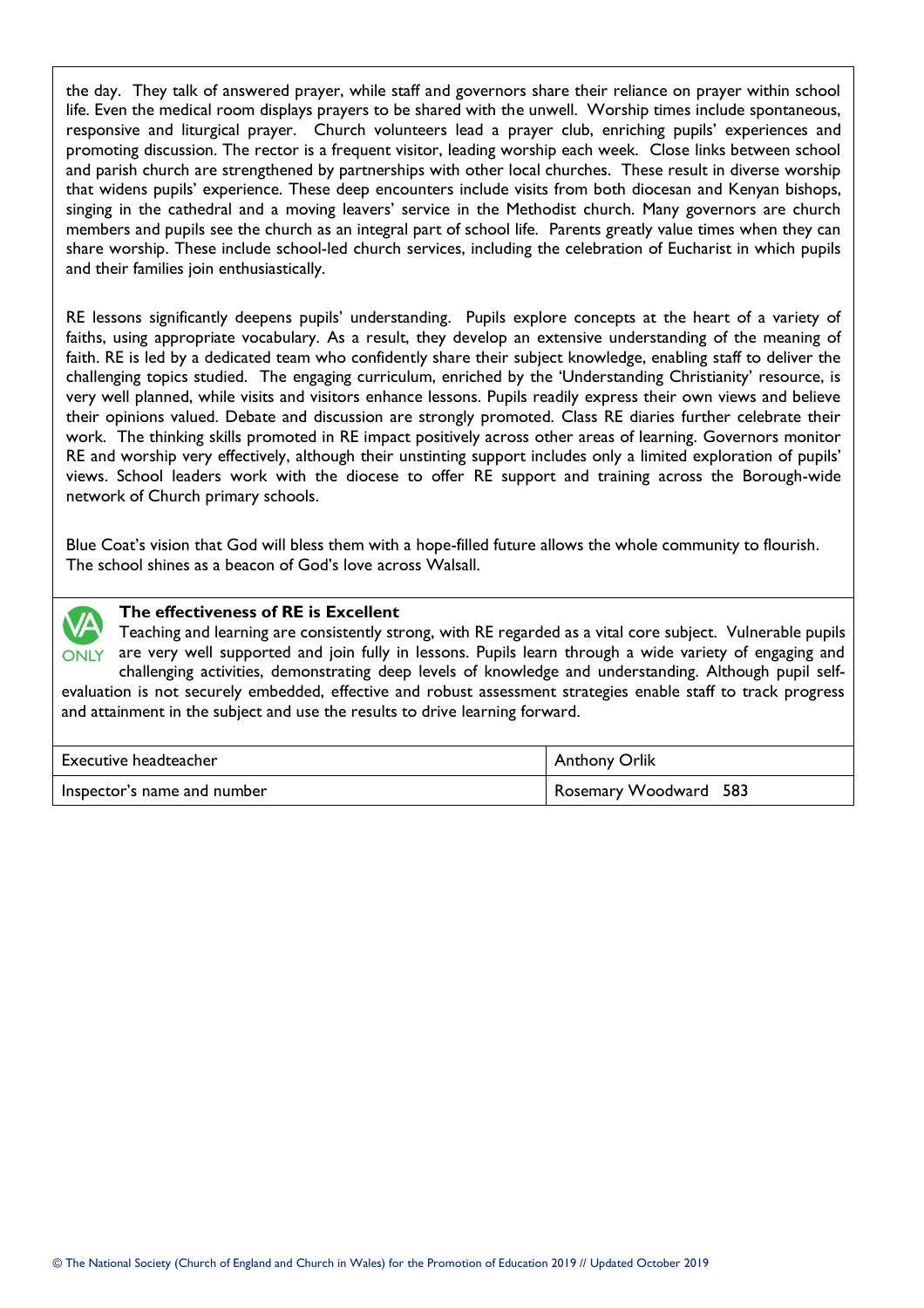the day. They talk of answered prayer, while staff and governors share their reliance on prayer within school life. Even the medical room displays prayers to be shared with the unwell. Worship times include spontaneous, responsive and liturgical prayer. Church volunteers lead a prayer club, enriching pupils' experiences and promoting discussion. The rector is a frequent visitor, leading worship each week. Close links between school and parish church are strengthened by partnerships with other local churches. These result in diverse worship that widens pupils' experience. These deep encounters include visits from both diocesan and Kenyan bishops, singing in the cathedral and a moving leavers' service in the Methodist church. Many governors are church members and pupils see the church as an integral part of school life. Parents greatly value times when they can share worship. These include school-led church services, including the celebration of Eucharist in which pupils and their families join enthusiastically.

RE lessons significantly deepens pupils' understanding. Pupils explore concepts at the heart of a variety of faiths, using appropriate vocabulary. As a result, they develop an extensive understanding of the meaning of faith. RE is led by a dedicated team who confidently share their subject knowledge, enabling staff to deliver the challenging topics studied. The engaging curriculum, enriched by the 'Understanding Christianity' resource, is very well planned, while visits and visitors enhance lessons. Pupils readily express their own views and believe their opinions valued. Debate and discussion are strongly promoted. Class RE diaries further celebrate their work. The thinking skills promoted in RE impact positively across other areas of learning. Governors monitor RE and worship very effectively, although their unstinting support includes only a limited exploration of pupils' views. School leaders work with the diocese to offer RE support and training across the Borough-wide network of Church primary schools.

Blue Coat's vision that God will bless them with a hope-filled future allows the whole community to flourish. The school shines as a beacon of God's love across Walsall.

VA ONLY

**The effectiveness of RE is Excellent**

Teaching and learning are consistently strong, with RE regarded as a vital core subject. Vulnerable pupils are very well supported and join fully in lessons. Pupils learn through a wide variety of engaging and challenging activities, demonstrating deep levels of knowledge and understanding. Although pupil self-evaluation is not securely embedded, effective and robust assessment strategies enable staff to track progress and attainment in the subject and use the results to drive learning forward.

| | |
|---|---|
| Executive headteacher | Anthony Orlik |
| Inspector's name and number | Rosemary Woodward 583 |

© The National Society (Church of England and Church in Wales) for the Promotion of Education 2019 // Updated October 2019